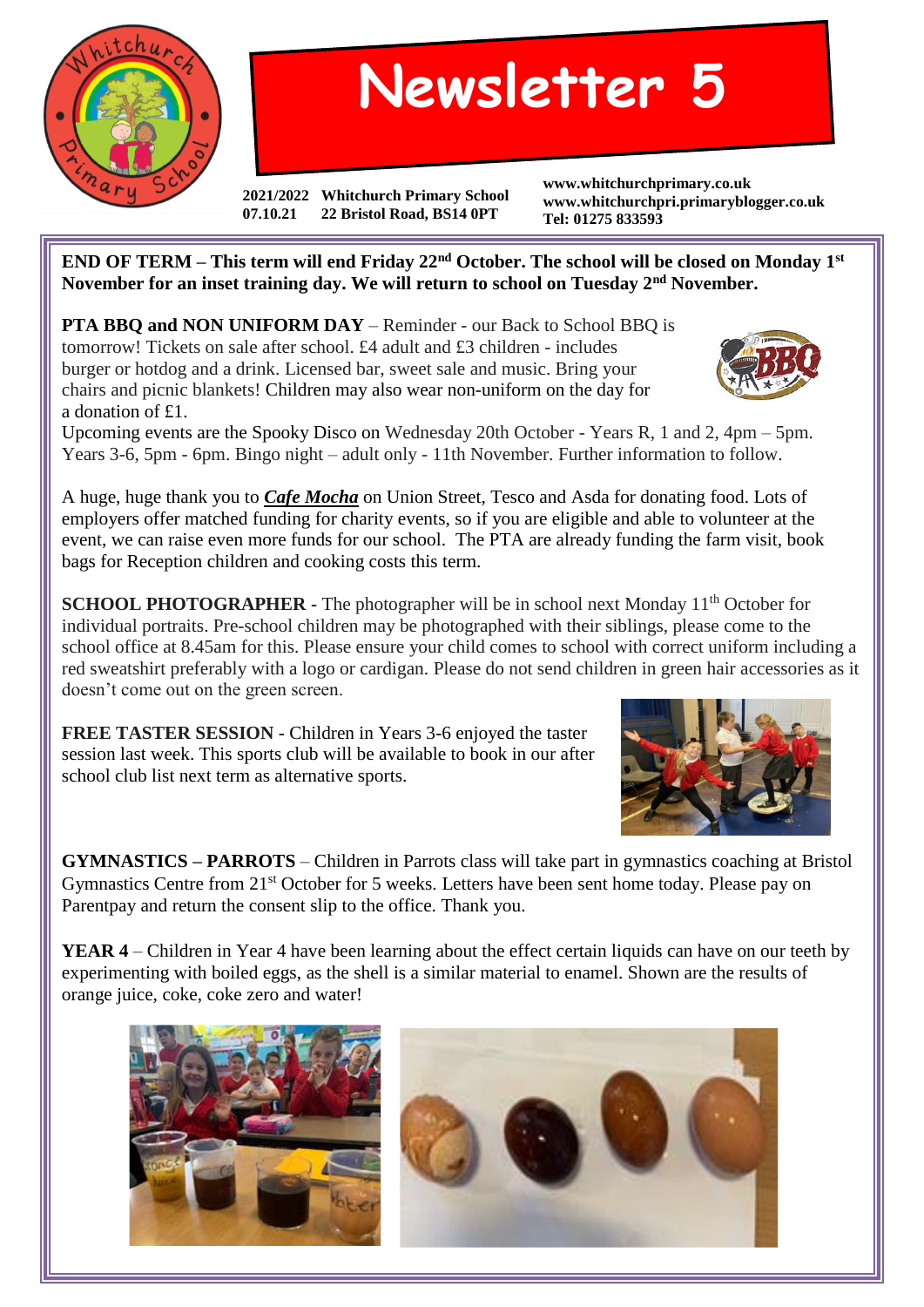# Newsletter 5

**2021/2022 Whitchurch Primary School**
**07.10.21 22 Bristol Road, BS14 0PT**

**www.whitchurchprimary.co.uk**
**www.whitchurchpri.primaryblogger.co.uk**
**Tel: 01275 833593**

**END OF TERM – This term will end Friday 22nd October. The school will be closed on Monday 1st November for an inset training day. We will return to school on Tuesday 2nd November.**

**PTA BBQ and NON UNIFORM DAY** – Reminder - our Back to School BBQ is tomorrow! Tickets on sale after school. £4 adult and £3 children - includes burger or hotdog and a drink. Licensed bar, sweet sale and music. Bring your chairs and picnic blankets! Children may also wear non-uniform on the day for a donation of £1.

Upcoming events are the Spooky Disco on Wednesday 20th October - Years R, 1 and 2, 4pm – 5pm. Years 3-6, 5pm - 6pm. Bingo night – adult only - 11th November. Further information to follow.

A huge, huge thank you to ***Cafe Mocha*** on Union Street, Tesco and Asda for donating food. Lots of employers offer matched funding for charity events, so if you are eligible and able to volunteer at the event, we can raise even more funds for our school. The PTA are already funding the farm visit, book bags for Reception children and cooking costs this term.

**SCHOOL PHOTOGRAPHER** - The photographer will be in school next Monday 11th October for individual portraits. Pre-school children may be photographed with their siblings, please come to the school office at 8.45am for this. Please ensure your child comes to school with correct uniform including a red sweatshirt preferably with a logo or cardigan. Please do not send children in green hair accessories as it doesn't come out on the green screen.

**FREE TASTER SESSION** - Children in Years 3-6 enjoyed the taster session last week. This sports club will be available to book in our after school club list next term as alternative sports.

**GYMNASTICS – PARROTS** – Children in Parrots class will take part in gymnastics coaching at Bristol Gymnastics Centre from 21st October for 5 weeks. Letters have been sent home today. Please pay on Parentpay and return the consent slip to the office. Thank you.

**YEAR 4** – Children in Year 4 have been learning about the effect certain liquids can have on our teeth by experimenting with boiled eggs, as the shell is a similar material to enamel. Shown are the results of orange juice, coke, coke zero and water!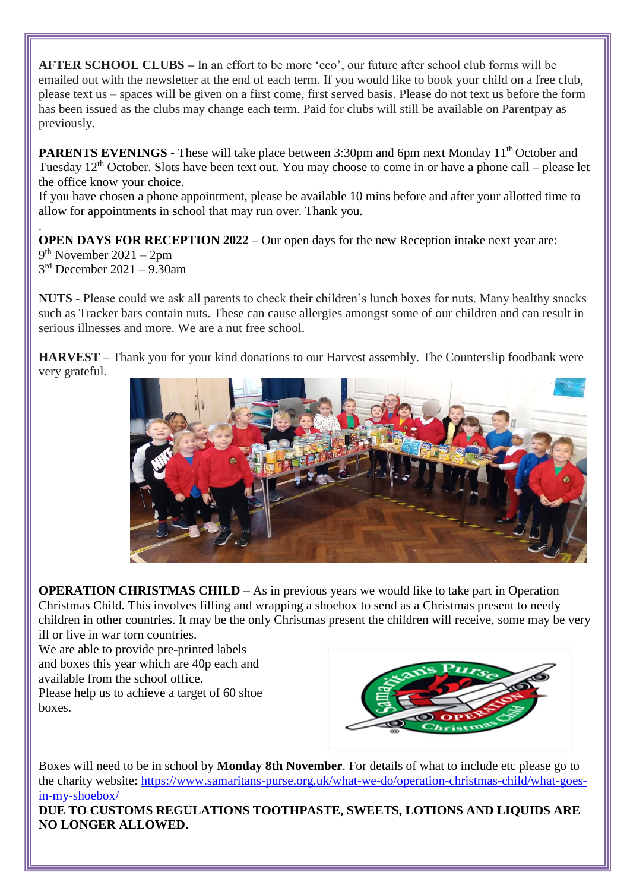**AFTER SCHOOL CLUBS –** In an effort to be more 'eco', our future after school club forms will be emailed out with the newsletter at the end of each term. If you would like to book your child on a free club, please text us – spaces will be given on a first come, first served basis. Please do not text us before the form has been issued as the clubs may change each term. Paid for clubs will still be available on Parentpay as previously.

**PARENTS EVENINGS -** These will take place between 3:30pm and 6pm next Monday 11th October and Tuesday 12th October. Slots have been text out. You may choose to come in or have a phone call – please let the office know your choice.
If you have chosen a phone appointment, please be available 10 mins before and after your allotted time to allow for appointments in school that may run over. Thank you.

**OPEN DAYS FOR RECEPTION 2022** – Our open days for the new Reception intake next year are:
9th November 2021 – 2pm
3rd December 2021 – 9.30am

**NUTS -** Please could we ask all parents to check their children's lunch boxes for nuts. Many healthy snacks such as Tracker bars contain nuts. These can cause allergies amongst some of our children and can result in serious illnesses and more. We are a nut free school.

**HARVEST** – Thank you for your kind donations to our Harvest assembly. The Counterslip foodbank were very grateful.

**OPERATION CHRISTMAS CHILD –** As in previous years we would like to take part in Operation Christmas Child. This involves filling and wrapping a shoebox to send as a Christmas present to needy children in other countries. It may be the only Christmas present the children will receive, some may be very ill or live in war torn countries.
We are able to provide pre-printed labels and boxes this year which are 40p each and available from the school office.
Please help us to achieve a target of 60 shoe boxes.

Boxes will need to be in school by **Monday 8th November**. For details of what to include etc please go to the charity website: https://www.samaritans-purse.org.uk/what-we-do/operation-christmas-child/what-goes-in-my-shoebox/

**DUE TO CUSTOMS REGULATIONS TOOTHPASTE, SWEETS, LOTIONS AND LIQUIDS ARE NO LONGER ALLOWED.**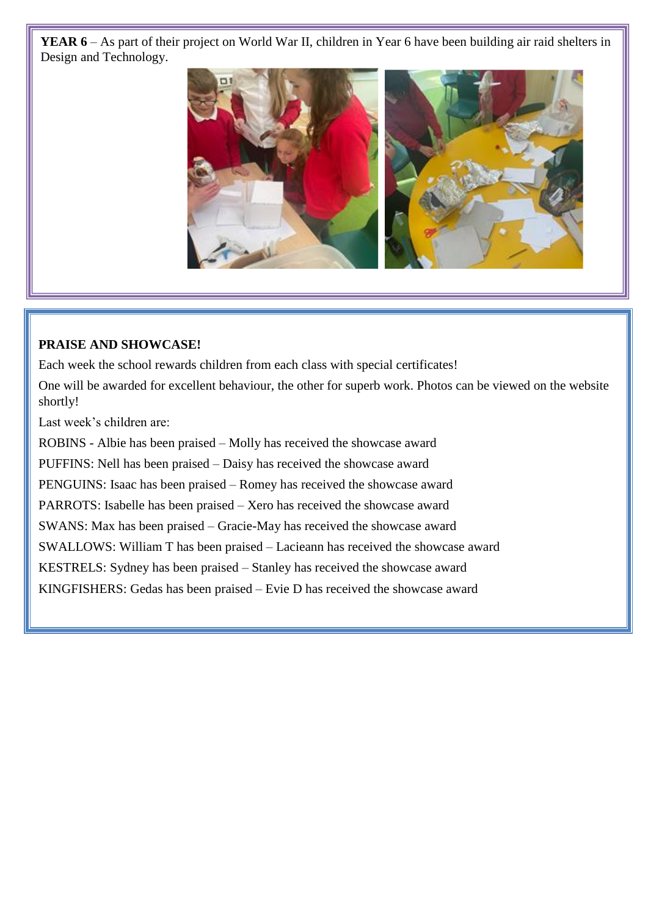**YEAR 6** – As part of their project on World War II, children in Year 6 have been building air raid shelters in Design and Technology.

**PRAISE AND SHOWCASE!**

Each week the school rewards children from each class with special certificates!

One will be awarded for excellent behaviour, the other for superb work. Photos can be viewed on the website shortly!

Last week's children are:

ROBINS - Albie has been praised – Molly has received the showcase award

PUFFINS: Nell has been praised – Daisy has received the showcase award

PENGUINS: Isaac has been praised – Romey has received the showcase award

PARROTS: Isabelle has been praised – Xero has received the showcase award

SWANS: Max has been praised – Gracie-May has received the showcase award

SWALLOWS: William T has been praised – Lacieann has received the showcase award

KESTRELS: Sydney has been praised – Stanley has received the showcase award

KINGFISHERS: Gedas has been praised – Evie D has received the showcase award